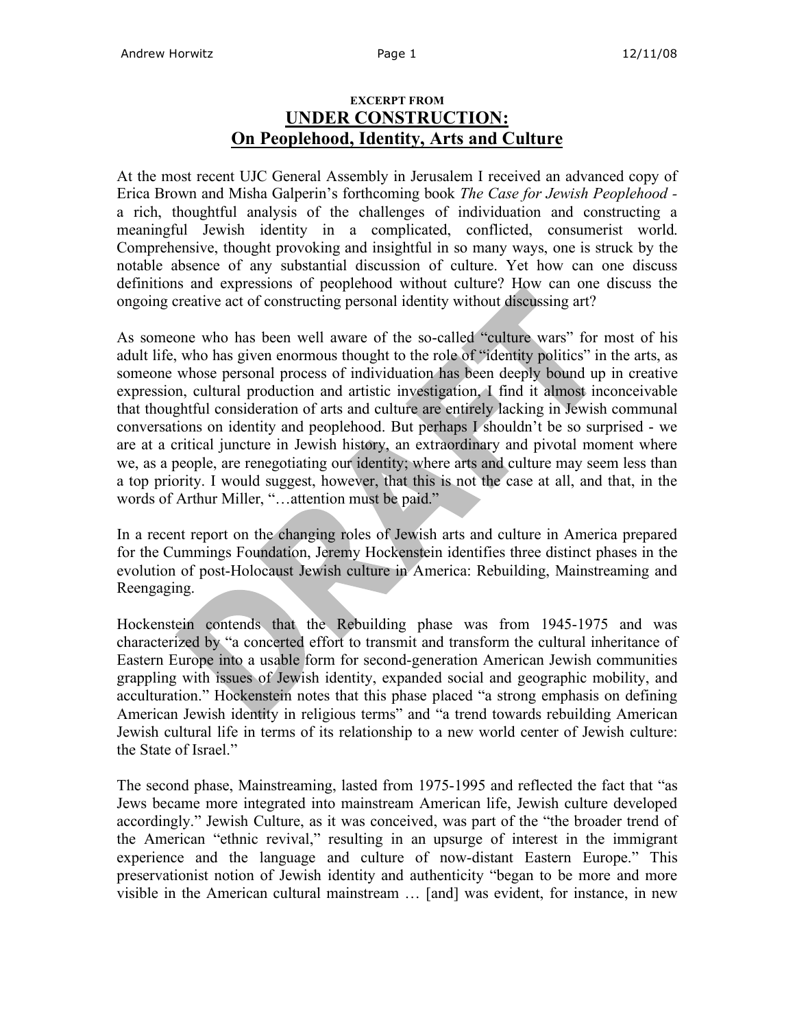**EXCERPT FROM**

# UNDER CONSTRUCTION: On Peoplehood, Identity, Arts and Culture

At the most recent UJC General Assembly in Jerusalem I received an advanced copy of Erica Brown and Misha Galperin's forthcoming book *The Case for Jewish Peoplehood* - a rich, thoughtful analysis of the challenges of individuation and constructing a meaningful Jewish identity in a complicated, conflicted, consumerist world. Comprehensive, thought provoking and insightful in so many ways, one is struck by the notable absence of any substantial discussion of culture. Yet how can one discuss definitions and expressions of peoplehood without culture? How can one discuss the ongoing creative act of constructing personal identity without discussing art?

As someone who has been well aware of the so-called "culture wars" for most of his adult life, who has given enormous thought to the role of "identity politics" in the arts, as someone whose personal process of individuation has been deeply bound up in creative expression, cultural production and artistic investigation, I find it almost inconceivable that thoughtful consideration of arts and culture are entirely lacking in Jewish communal conversations on identity and peoplehood. But perhaps I shouldn't be so surprised - we are at a critical juncture in Jewish history, an extraordinary and pivotal moment where we, as a people, are renegotiating our identity; where arts and culture may seem less than a top priority. I would suggest, however, that this is not the case at all, and that, in the words of Arthur Miller, "…attention must be paid."

In a recent report on the changing roles of Jewish arts and culture in America prepared for the Cummings Foundation, Jeremy Hockenstein identifies three distinct phases in the evolution of post-Holocaust Jewish culture in America: Rebuilding, Mainstreaming and Reengaging.

Hockenstein contends that the Rebuilding phase was from 1945-1975 and was characterized by "a concerted effort to transmit and transform the cultural inheritance of Eastern Europe into a usable form for second-generation American Jewish communities grappling with issues of Jewish identity, expanded social and geographic mobility, and acculturation." Hockenstein notes that this phase placed "a strong emphasis on defining American Jewish identity in religious terms" and "a trend towards rebuilding American Jewish cultural life in terms of its relationship to a new world center of Jewish culture: the State of Israel."

The second phase, Mainstreaming, lasted from 1975-1995 and reflected the fact that "as Jews became more integrated into mainstream American life, Jewish culture developed accordingly." Jewish Culture, as it was conceived, was part of the "the broader trend of the American "ethnic revival," resulting in an upsurge of interest in the immigrant experience and the language and culture of now-distant Eastern Europe." This preservationist notion of Jewish identity and authenticity "began to be more and more visible in the American cultural mainstream … [and] was evident, for instance, in new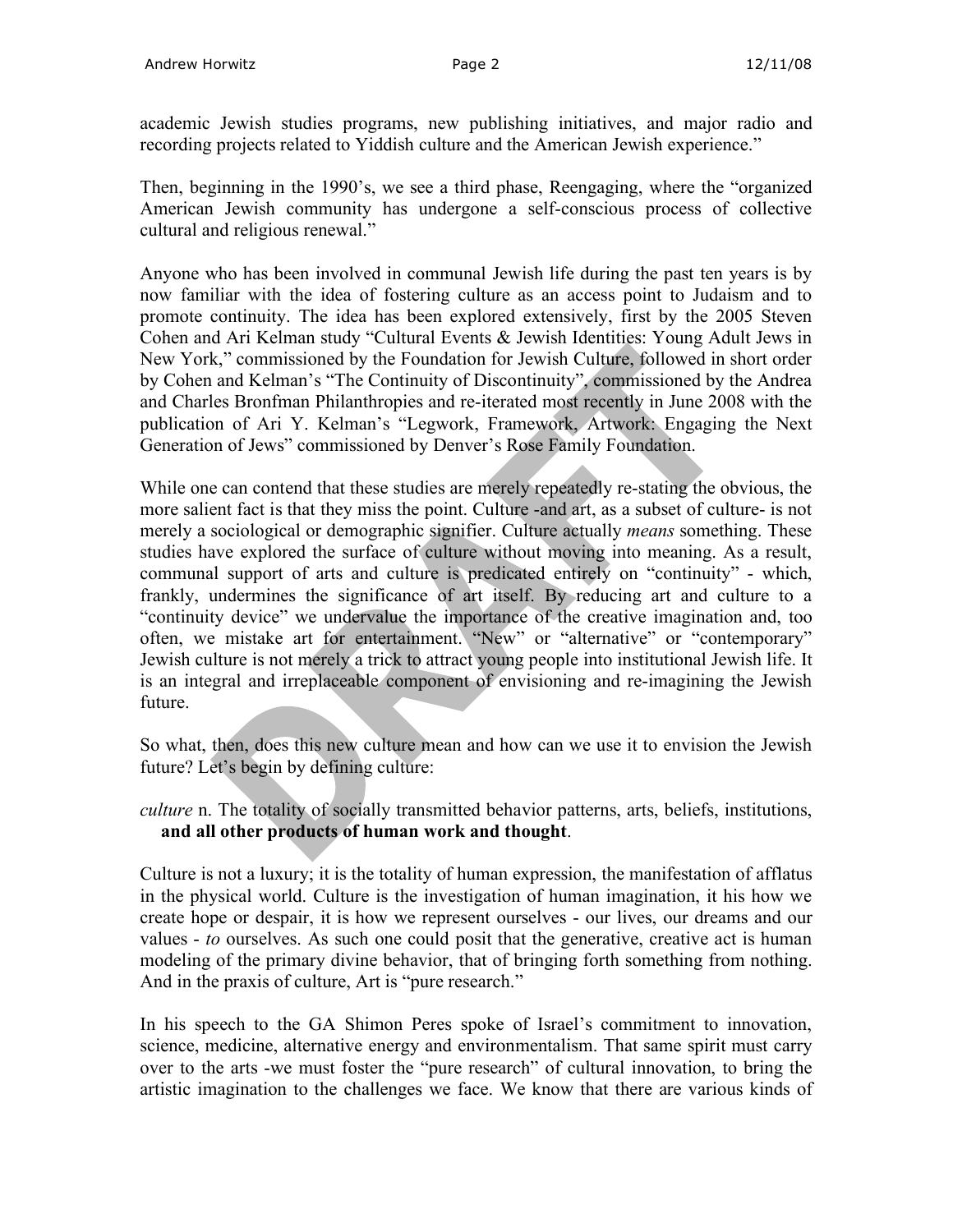academic Jewish studies programs, new publishing initiatives, and major radio and recording projects related to Yiddish culture and the American Jewish experience."

Then, beginning in the 1990's, we see a third phase, Reengaging, where the "organized American Jewish community has undergone a self-conscious process of collective cultural and religious renewal."

Anyone who has been involved in communal Jewish life during the past ten years is by now familiar with the idea of fostering culture as an access point to Judaism and to promote continuity. The idea has been explored extensively, first by the 2005 Steven Cohen and Ari Kelman study "Cultural Events & Jewish Identities: Young Adult Jews in New York," commissioned by the Foundation for Jewish Culture, followed in short order by Cohen and Kelman's "The Continuity of Discontinuity", commissioned by the Andrea and Charles Bronfman Philanthropies and re-iterated most recently in June 2008 with the publication of Ari Y. Kelman's "Legwork, Framework, Artwork: Engaging the Next Generation of Jews" commissioned by Denver's Rose Family Foundation.

While one can contend that these studies are merely repeatedly re-stating the obvious, the more salient fact is that they miss the point. Culture -and art, as a subset of culture- is not merely a sociological or demographic signifier. Culture actually *means* something. These studies have explored the surface of culture without moving into meaning. As a result, communal support of arts and culture is predicated entirely on "continuity" - which, frankly, undermines the significance of art itself. By reducing art and culture to a "continuity device" we undervalue the importance of the creative imagination and, too often, we mistake art for entertainment. "New" or "alternative" or "contemporary" Jewish culture is not merely a trick to attract young people into institutional Jewish life. It is an integral and irreplaceable component of envisioning and re-imagining the Jewish future.

So what, then, does this new culture mean and how can we use it to envision the Jewish future? Let's begin by defining culture:

*culture* n. The totality of socially transmitted behavior patterns, arts, beliefs, institutions, **and all other products of human work and thought**.

Culture is not a luxury; it is the totality of human expression, the manifestation of afflatus in the physical world. Culture is the investigation of human imagination, it his how we create hope or despair, it is how we represent ourselves - our lives, our dreams and our values - *to* ourselves. As such one could posit that the generative, creative act is human modeling of the primary divine behavior, that of bringing forth something from nothing. And in the praxis of culture, Art is "pure research."

In his speech to the GA Shimon Peres spoke of Israel's commitment to innovation, science, medicine, alternative energy and environmentalism. That same spirit must carry over to the arts -we must foster the "pure research" of cultural innovation, to bring the artistic imagination to the challenges we face. We know that there are various kinds of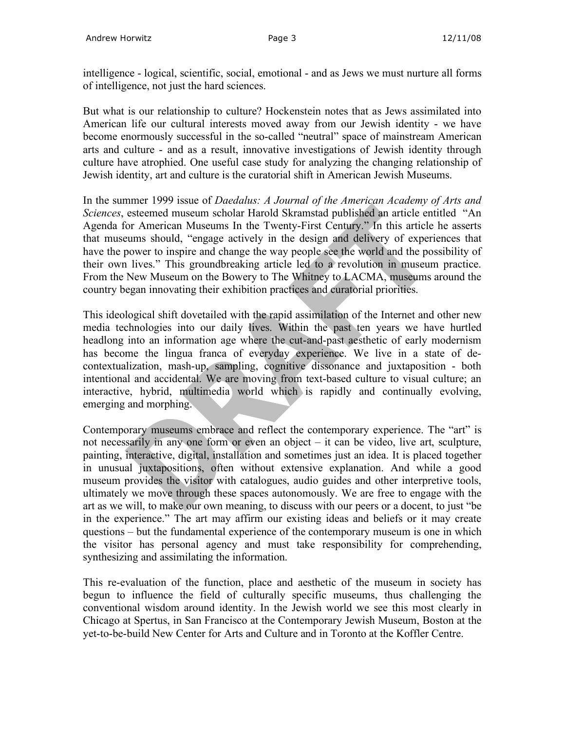intelligence - logical, scientific, social, emotional - and as Jews we must nurture all forms of intelligence, not just the hard sciences.

But what is our relationship to culture? Hockenstein notes that as Jews assimilated into American life our cultural interests moved away from our Jewish identity - we have become enormously successful in the so-called "neutral" space of mainstream American arts and culture - and as a result, innovative investigations of Jewish identity through culture have atrophied. One useful case study for analyzing the changing relationship of Jewish identity, art and culture is the curatorial shift in American Jewish Museums.

In the summer 1999 issue of *Daedalus: A Journal of the American Academy of Arts and Sciences*, esteemed museum scholar Harold Skramstad published an article entitled "An Agenda for American Museums In the Twenty-First Century." In this article he asserts that museums should, "engage actively in the design and delivery of experiences that have the power to inspire and change the way people see the world and the possibility of their own lives." This groundbreaking article led to a revolution in museum practice. From the New Museum on the Bowery to The Whitney to LACMA, museums around the country began innovating their exhibition practices and curatorial priorities.

This ideological shift dovetailed with the rapid assimilation of the Internet and other new media technologies into our daily lives. Within the past ten years we have hurtled headlong into an information age where the cut-and-past aesthetic of early modernism has become the lingua franca of everyday experience. We live in a state of de-contextualization, mash-up, sampling, cognitive dissonance and juxtaposition - both intentional and accidental. We are moving from text-based culture to visual culture; an interactive, hybrid, multimedia world which is rapidly and continually evolving, emerging and morphing.

Contemporary museums embrace and reflect the contemporary experience. The "art" is not necessarily in any one form or even an object – it can be video, live art, sculpture, painting, interactive, digital, installation and sometimes just an idea. It is placed together in unusual juxtapositions, often without extensive explanation. And while a good museum provides the visitor with catalogues, audio guides and other interpretive tools, ultimately we move through these spaces autonomously. We are free to engage with the art as we will, to make our own meaning, to discuss with our peers or a docent, to just "be in the experience." The art may affirm our existing ideas and beliefs or it may create questions – but the fundamental experience of the contemporary museum is one in which the visitor has personal agency and must take responsibility for comprehending, synthesizing and assimilating the information.

This re-evaluation of the function, place and aesthetic of the museum in society has begun to influence the field of culturally specific museums, thus challenging the conventional wisdom around identity. In the Jewish world we see this most clearly in Chicago at Spertus, in San Francisco at the Contemporary Jewish Museum, Boston at the yet-to-be-build New Center for Arts and Culture and in Toronto at the Koffler Centre.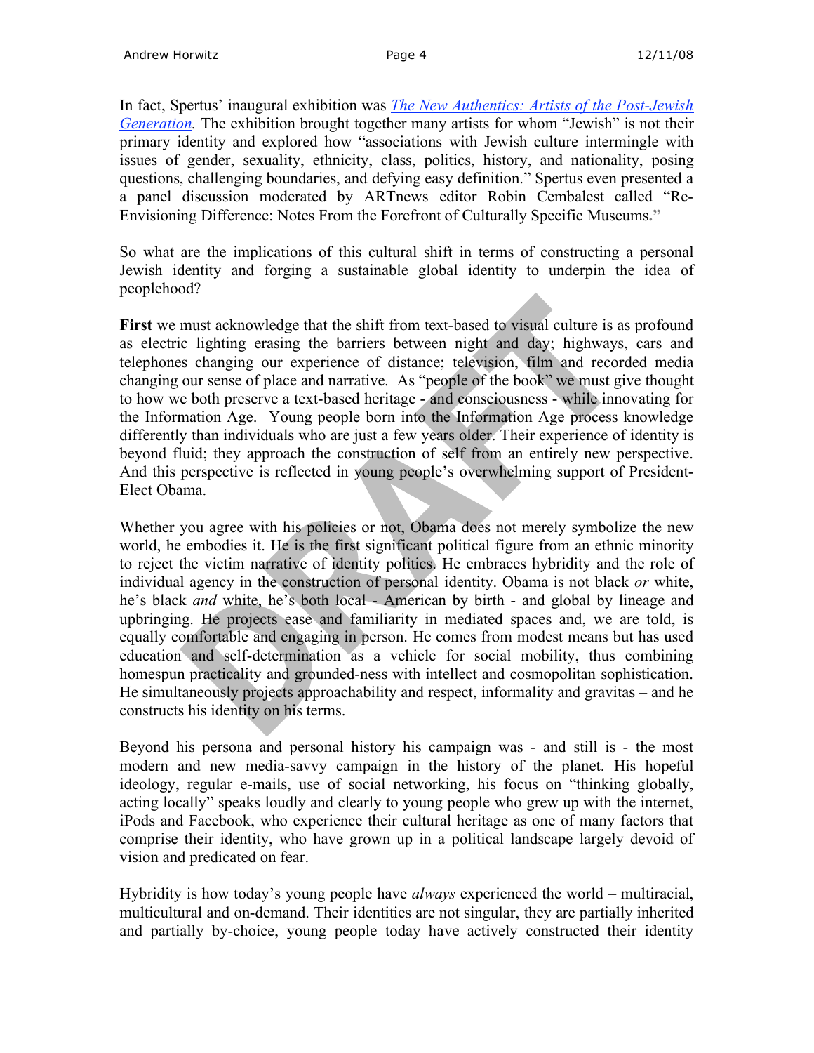In fact, Spertus' inaugural exhibition was *The New Authentics: Artists of the Post-Jewish Generation.* The exhibition brought together many artists for whom "Jewish" is not their primary identity and explored how "associations with Jewish culture intermingle with issues of gender, sexuality, ethnicity, class, politics, history, and nationality, posing questions, challenging boundaries, and defying easy definition." Spertus even presented a a panel discussion moderated by ARTnews editor Robin Cembalest called "Re-Envisioning Difference: Notes From the Forefront of Culturally Specific Museums."

So what are the implications of this cultural shift in terms of constructing a personal Jewish identity and forging a sustainable global identity to underpin the idea of peoplehood?

**First** we must acknowledge that the shift from text-based to visual culture is as profound as electric lighting erasing the barriers between night and day; highways, cars and telephones changing our experience of distance; television, film and recorded media changing our sense of place and narrative. As "people of the book" we must give thought to how we both preserve a text-based heritage - and consciousness - while innovating for the Information Age. Young people born into the Information Age process knowledge differently than individuals who are just a few years older. Their experience of identity is beyond fluid; they approach the construction of self from an entirely new perspective. And this perspective is reflected in young people's overwhelming support of President-Elect Obama.

Whether you agree with his policies or not, Obama does not merely symbolize the new world, he embodies it. He is the first significant political figure from an ethnic minority to reject the victim narrative of identity politics. He embraces hybridity and the role of individual agency in the construction of personal identity. Obama is not black *or* white, he's black *and* white, he's both local - American by birth - and global by lineage and upbringing. He projects ease and familiarity in mediated spaces and, we are told, is equally comfortable and engaging in person. He comes from modest means but has used education and self-determination as a vehicle for social mobility, thus combining homespun practicality and grounded-ness with intellect and cosmopolitan sophistication. He simultaneously projects approachability and respect, informality and gravitas – and he constructs his identity on his terms.

Beyond his persona and personal history his campaign was - and still is - the most modern and new media-savvy campaign in the history of the planet. His hopeful ideology, regular e-mails, use of social networking, his focus on "thinking globally, acting locally" speaks loudly and clearly to young people who grew up with the internet, iPods and Facebook, who experience their cultural heritage as one of many factors that comprise their identity, who have grown up in a political landscape largely devoid of vision and predicated on fear.

Hybridity is how today's young people have *always* experienced the world – multiracial, multicultural and on-demand. Their identities are not singular, they are partially inherited and partially by-choice, young people today have actively constructed their identity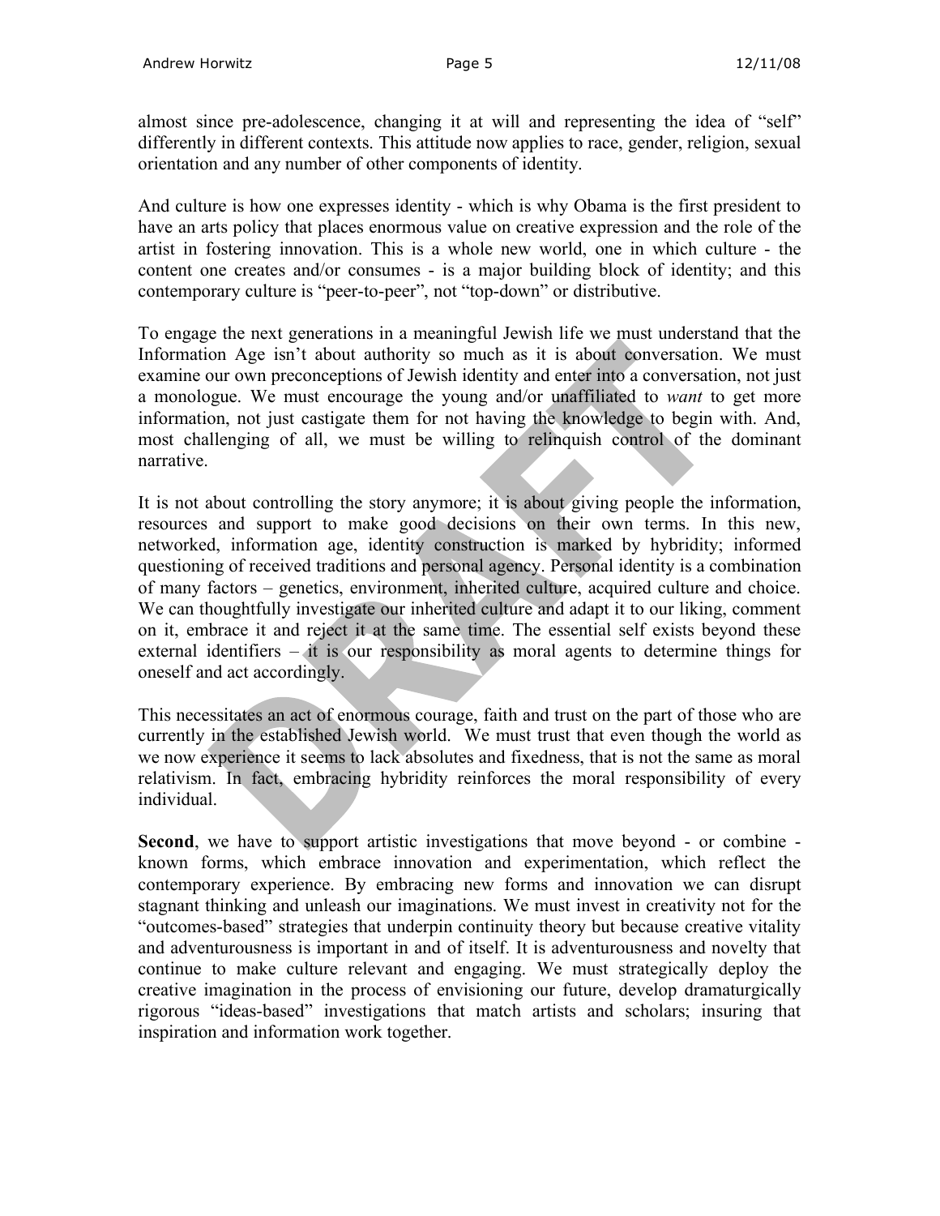almost since pre-adolescence, changing it at will and representing the idea of "self" differently in different contexts. This attitude now applies to race, gender, religion, sexual orientation and any number of other components of identity.

And culture is how one expresses identity - which is why Obama is the first president to have an arts policy that places enormous value on creative expression and the role of the artist in fostering innovation. This is a whole new world, one in which culture - the content one creates and/or consumes - is a major building block of identity; and this contemporary culture is "peer-to-peer", not "top-down" or distributive.

To engage the next generations in a meaningful Jewish life we must understand that the Information Age isn't about authority so much as it is about conversation. We must examine our own preconceptions of Jewish identity and enter into a conversation, not just a monologue. We must encourage the young and/or unaffiliated to *want* to get more information, not just castigate them for not having the knowledge to begin with. And, most challenging of all, we must be willing to relinquish control of the dominant narrative.

It is not about controlling the story anymore; it is about giving people the information, resources and support to make good decisions on their own terms. In this new, networked, information age, identity construction is marked by hybridity; informed questioning of received traditions and personal agency. Personal identity is a combination of many factors – genetics, environment, inherited culture, acquired culture and choice. We can thoughtfully investigate our inherited culture and adapt it to our liking, comment on it, embrace it and reject it at the same time. The essential self exists beyond these external identifiers – it is our responsibility as moral agents to determine things for oneself and act accordingly.

This necessitates an act of enormous courage, faith and trust on the part of those who are currently in the established Jewish world. We must trust that even though the world as we now experience it seems to lack absolutes and fixedness, that is not the same as moral relativism. In fact, embracing hybridity reinforces the moral responsibility of every individual.

**Second**, we have to support artistic investigations that move beyond - or combine - known forms, which embrace innovation and experimentation, which reflect the contemporary experience. By embracing new forms and innovation we can disrupt stagnant thinking and unleash our imaginations. We must invest in creativity not for the "outcomes-based" strategies that underpin continuity theory but because creative vitality and adventurousness is important in and of itself. It is adventurousness and novelty that continue to make culture relevant and engaging. We must strategically deploy the creative imagination in the process of envisioning our future, develop dramaturgically rigorous "ideas-based" investigations that match artists and scholars; insuring that inspiration and information work together.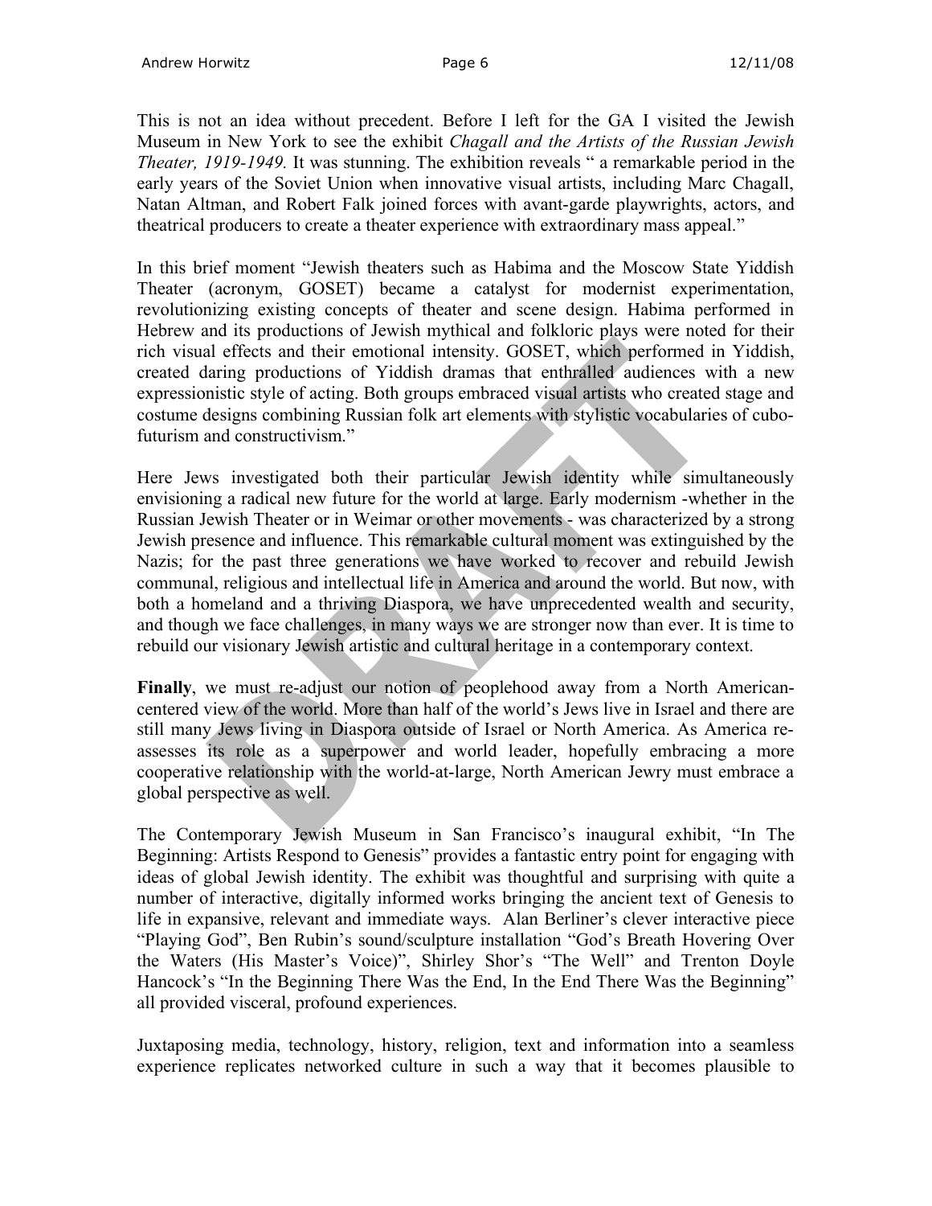This is not an idea without precedent. Before I left for the GA I visited the Jewish Museum in New York to see the exhibit *Chagall and the Artists of the Russian Jewish Theater, 1919-1949.* It was stunning. The exhibition reveals " a remarkable period in the early years of the Soviet Union when innovative visual artists, including Marc Chagall, Natan Altman, and Robert Falk joined forces with avant-garde playwrights, actors, and theatrical producers to create a theater experience with extraordinary mass appeal."

In this brief moment "Jewish theaters such as Habima and the Moscow State Yiddish Theater (acronym, GOSET) became a catalyst for modernist experimentation, revolutionizing existing concepts of theater and scene design. Habima performed in Hebrew and its productions of Jewish mythical and folkloric plays were noted for their rich visual effects and their emotional intensity. GOSET, which performed in Yiddish, created daring productions of Yiddish dramas that enthralled audiences with a new expressionistic style of acting. Both groups embraced visual artists who created stage and costume designs combining Russian folk art elements with stylistic vocabularies of cubo-futurism and constructivism."

Here Jews investigated both their particular Jewish identity while simultaneously envisioning a radical new future for the world at large. Early modernism -whether in the Russian Jewish Theater or in Weimar or other movements - was characterized by a strong Jewish presence and influence. This remarkable cultural moment was extinguished by the Nazis; for the past three generations we have worked to recover and rebuild Jewish communal, religious and intellectual life in America and around the world. But now, with both a homeland and a thriving Diaspora, we have unprecedented wealth and security, and though we face challenges, in many ways we are stronger now than ever. It is time to rebuild our visionary Jewish artistic and cultural heritage in a contemporary context.

**Finally**, we must re-adjust our notion of peoplehood away from a North American-centered view of the world. More than half of the world's Jews live in Israel and there are still many Jews living in Diaspora outside of Israel or North America. As America re-assesses its role as a superpower and world leader, hopefully embracing a more cooperative relationship with the world-at-large, North American Jewry must embrace a global perspective as well.

The Contemporary Jewish Museum in San Francisco's inaugural exhibit, "In The Beginning: Artists Respond to Genesis" provides a fantastic entry point for engaging with ideas of global Jewish identity. The exhibit was thoughtful and surprising with quite a number of interactive, digitally informed works bringing the ancient text of Genesis to life in expansive, relevant and immediate ways. Alan Berliner's clever interactive piece "Playing God", Ben Rubin's sound/sculpture installation "God's Breath Hovering Over the Waters (His Master's Voice)", Shirley Shor's "The Well" and Trenton Doyle Hancock's "In the Beginning There Was the End, In the End There Was the Beginning" all provided visceral, profound experiences.

Juxtaposing media, technology, history, religion, text and information into a seamless experience replicates networked culture in such a way that it becomes plausible to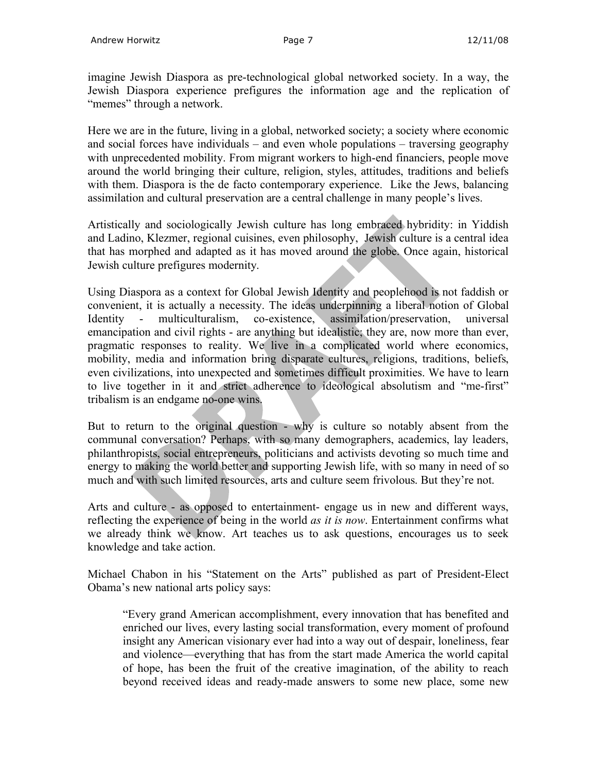imagine Jewish Diaspora as pre-technological global networked society. In a way, the Jewish Diaspora experience prefigures the information age and the replication of "memes" through a network.

Here we are in the future, living in a global, networked society; a society where economic and social forces have individuals – and even whole populations – traversing geography with unprecedented mobility. From migrant workers to high-end financiers, people move around the world bringing their culture, religion, styles, attitudes, traditions and beliefs with them. Diaspora is the de facto contemporary experience. Like the Jews, balancing assimilation and cultural preservation are a central challenge in many people's lives.

Artistically and sociologically Jewish culture has long embraced hybridity: in Yiddish and Ladino, Klezmer, regional cuisines, even philosophy, Jewish culture is a central idea that has morphed and adapted as it has moved around the globe. Once again, historical Jewish culture prefigures modernity.

Using Diaspora as a context for Global Jewish Identity and peoplehood is not faddish or convenient, it is actually a necessity. The ideas underpinning a liberal notion of Global Identity - multiculturalism, co-existence, assimilation/preservation, universal emancipation and civil rights - are anything but idealistic; they are, now more than ever, pragmatic responses to reality. We live in a complicated world where economics, mobility, media and information bring disparate cultures, religions, traditions, beliefs, even civilizations, into unexpected and sometimes difficult proximities. We have to learn to live together in it and strict adherence to ideological absolutism and "me-first" tribalism is an endgame no-one wins.

But to return to the original question - why is culture so notably absent from the communal conversation? Perhaps, with so many demographers, academics, lay leaders, philanthropists, social entrepreneurs, politicians and activists devoting so much time and energy to making the world better and supporting Jewish life, with so many in need of so much and with such limited resources, arts and culture seem frivolous. But they're not.

Arts and culture - as opposed to entertainment- engage us in new and different ways, reflecting the experience of being in the world *as it is now*. Entertainment confirms what we already think we know. Art teaches us to ask questions, encourages us to seek knowledge and take action.

Michael Chabon in his "Statement on the Arts" published as part of President-Elect Obama's new national arts policy says:

> "Every grand American accomplishment, every innovation that has benefited and enriched our lives, every lasting social transformation, every moment of profound insight any American visionary ever had into a way out of despair, loneliness, fear and violence—everything that has from the start made America the world capital of hope, has been the fruit of the creative imagination, of the ability to reach beyond received ideas and ready-made answers to some new place, some new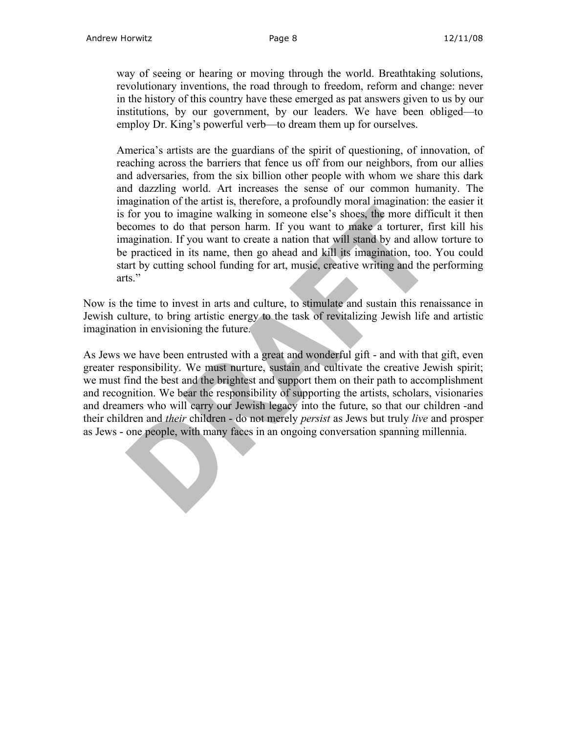> way of seeing or hearing or moving through the world. Breathtaking solutions, revolutionary inventions, the road through to freedom, reform and change: never in the history of this country have these emerged as pat answers given to us by our institutions, by our government, by our leaders. We have been obliged—to employ Dr. King's powerful verb—to dream them up for ourselves.
>
> America's artists are the guardians of the spirit of questioning, of innovation, of reaching across the barriers that fence us off from our neighbors, from our allies and adversaries, from the six billion other people with whom we share this dark and dazzling world. Art increases the sense of our common humanity. The imagination of the artist is, therefore, a profoundly moral imagination: the easier it is for you to imagine walking in someone else's shoes, the more difficult it then becomes to do that person harm. If you want to make a torturer, first kill his imagination. If you want to create a nation that will stand by and allow torture to be practiced in its name, then go ahead and kill its imagination, too. You could start by cutting school funding for art, music, creative writing and the performing arts."

Now is the time to invest in arts and culture, to stimulate and sustain this renaissance in Jewish culture, to bring artistic energy to the task of revitalizing Jewish life and artistic imagination in envisioning the future.

As Jews we have been entrusted with a great and wonderful gift - and with that gift, even greater responsibility. We must nurture, sustain and cultivate the creative Jewish spirit; we must find the best and the brightest and support them on their path to accomplishment and recognition. We bear the responsibility of supporting the artists, scholars, visionaries and dreamers who will carry our Jewish legacy into the future, so that our children -and their children and *their* children - do not merely *persist* as Jews but truly *live* and prosper as Jews - one people, with many faces in an ongoing conversation spanning millennia.